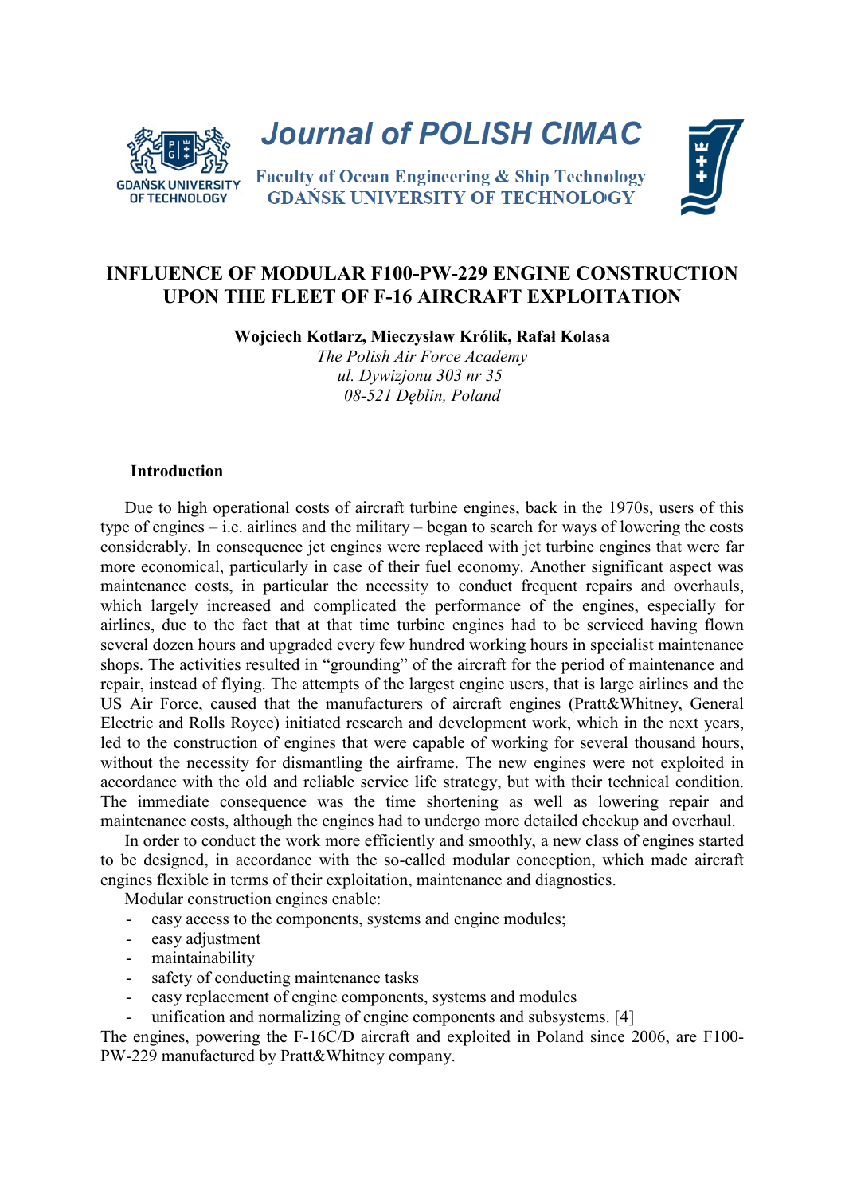# INFLUENCE OF MODULAR F100-PW-229 ENGINE CONSTRUCTION UPON THE FLEET OF F-16 AIRCRAFT EXPLOITATION

**Wojciech Kotlarz, Mieczysław Królik, Rafał Kolasa**

*The Polish Air Force Academy*
*ul. Dywizjonu 303 nr 35*
*08-521 Dęblin, Poland*

## Introduction

Due to high operational costs of aircraft turbine engines, back in the 1970s, users of this type of engines – i.e. airlines and the military – began to search for ways of lowering the costs considerably. In consequence jet engines were replaced with jet turbine engines that were far more economical, particularly in case of their fuel economy. Another significant aspect was maintenance costs, in particular the necessity to conduct frequent repairs and overhauls, which largely increased and complicated the performance of the engines, especially for airlines, due to the fact that at that time turbine engines had to be serviced having flown several dozen hours and upgraded every few hundred working hours in specialist maintenance shops. The activities resulted in "grounding" of the aircraft for the period of maintenance and repair, instead of flying. The attempts of the largest engine users, that is large airlines and the US Air Force, caused that the manufacturers of aircraft engines (Pratt&Whitney, General Electric and Rolls Royce) initiated research and development work, which in the next years, led to the construction of engines that were capable of working for several thousand hours, without the necessity for dismantling the airframe. The new engines were not exploited in accordance with the old and reliable service life strategy, but with their technical condition. The immediate consequence was the time shortening as well as lowering repair and maintenance costs, although the engines had to undergo more detailed checkup and overhaul.

In order to conduct the work more efficiently and smoothly, a new class of engines started to be designed, in accordance with the so-called modular conception, which made aircraft engines flexible in terms of their exploitation, maintenance and diagnostics.

Modular construction engines enable:

- easy access to the components, systems and engine modules;
- easy adjustment
- maintainability
- safety of conducting maintenance tasks
- easy replacement of engine components, systems and modules
- unification and normalizing of engine components and subsystems. [4]

The engines, powering the F-16C/D aircraft and exploited in Poland since 2006, are F100-PW-229 manufactured by Pratt&Whitney company.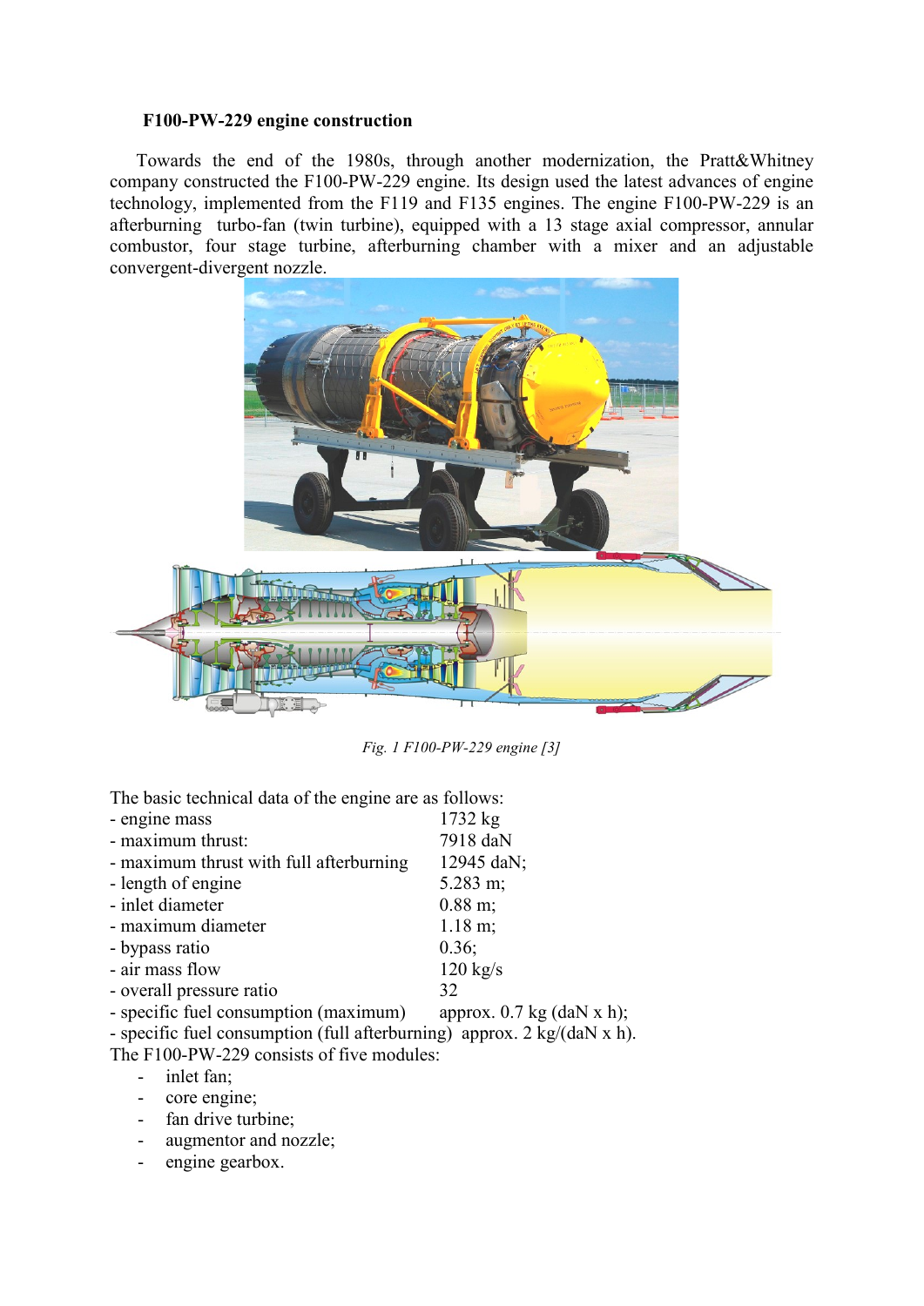**F100-PW-229 engine construction**

Towards the end of the 1980s, through another modernization, the Pratt&Whitney company constructed the F100-PW-229 engine. Its design used the latest advances of engine technology, implemented from the F119 and F135 engines. The engine F100-PW-229 is an afterburning turbo-fan (twin turbine), equipped with a 13 stage axial compressor, annular combustor, four stage turbine, afterburning chamber with a mixer and an adjustable convergent-divergent nozzle.

*Fig. 1 F100-PW-229 engine [3]*

The basic technical data of the engine are as follows:

- engine mass 1732 kg
- maximum thrust: 7918 daN
- maximum thrust with full afterburning 12945 daN;
- length of engine 5.283 m;
- inlet diameter 0.88 m;
- maximum diameter 1.18 m;
- bypass ratio 0.36;
- air mass flow 120 kg/s
- overall pressure ratio 32
- specific fuel consumption (maximum) approx. 0.7 kg (daN x h);
- specific fuel consumption (full afterburning) approx. 2 kg/(daN x h).

The F100-PW-229 consists of five modules:

- inlet fan;
- core engine;
- fan drive turbine;
- augmentor and nozzle;
- engine gearbox.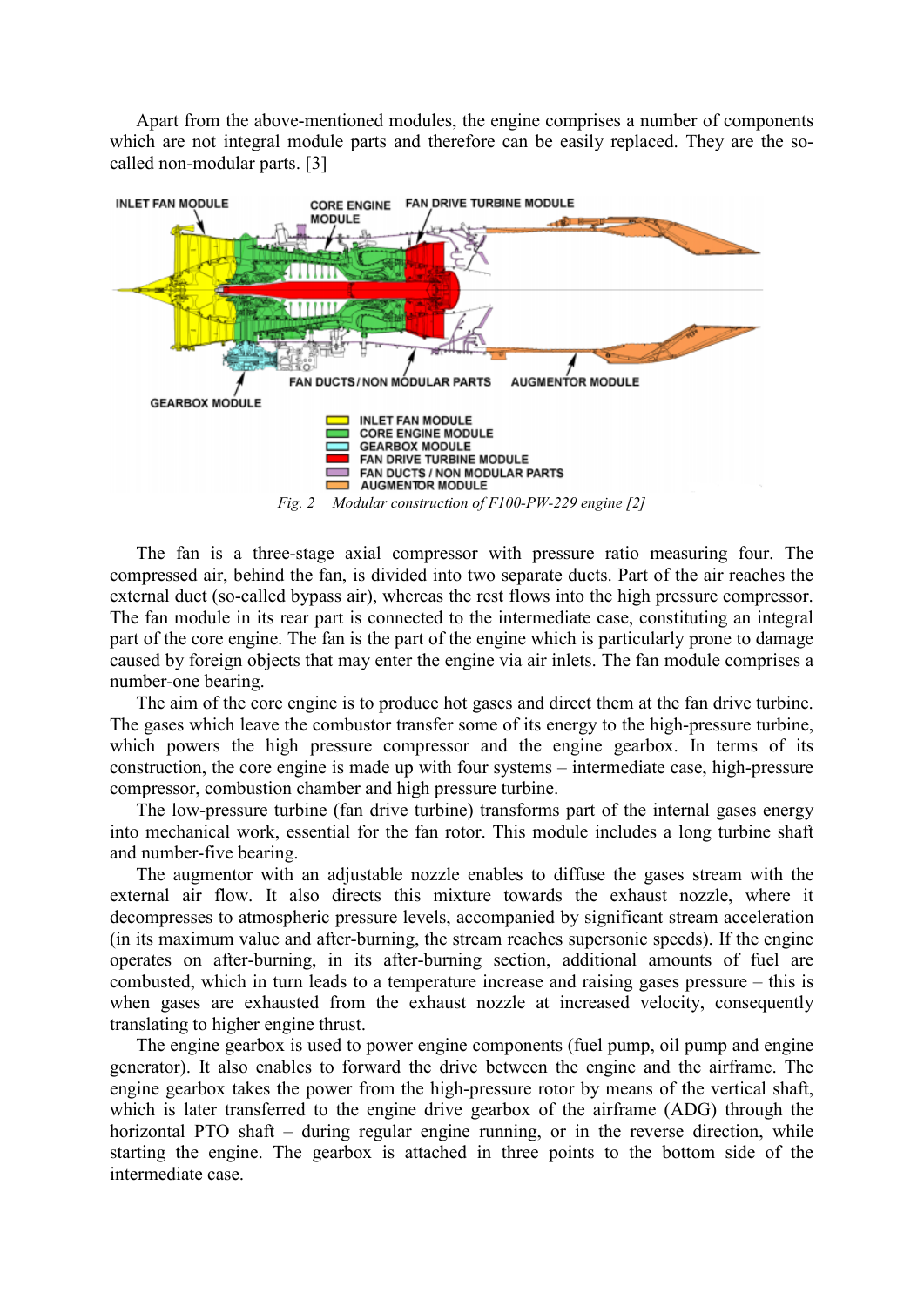Apart from the above-mentioned modules, the engine comprises a number of components which are not integral module parts and therefore can be easily replaced. They are the so-called non-modular parts. [3]

*Fig. 2 Modular construction of F100-PW-229 engine [2]*

The fan is a three-stage axial compressor with pressure ratio measuring four. The compressed air, behind the fan, is divided into two separate ducts. Part of the air reaches the external duct (so-called bypass air), whereas the rest flows into the high pressure compressor. The fan module in its rear part is connected to the intermediate case, constituting an integral part of the core engine. The fan is the part of the engine which is particularly prone to damage caused by foreign objects that may enter the engine via air inlets. The fan module comprises a number-one bearing.

The aim of the core engine is to produce hot gases and direct them at the fan drive turbine. The gases which leave the combustor transfer some of its energy to the high-pressure turbine, which powers the high pressure compressor and the engine gearbox. In terms of its construction, the core engine is made up with four systems – intermediate case, high-pressure compressor, combustion chamber and high pressure turbine.

The low-pressure turbine (fan drive turbine) transforms part of the internal gases energy into mechanical work, essential for the fan rotor. This module includes a long turbine shaft and number-five bearing.

The augmentor with an adjustable nozzle enables to diffuse the gases stream with the external air flow. It also directs this mixture towards the exhaust nozzle, where it decompresses to atmospheric pressure levels, accompanied by significant stream acceleration (in its maximum value and after-burning, the stream reaches supersonic speeds). If the engine operates on after-burning, in its after-burning section, additional amounts of fuel are combusted, which in turn leads to a temperature increase and raising gases pressure – this is when gases are exhausted from the exhaust nozzle at increased velocity, consequently translating to higher engine thrust.

The engine gearbox is used to power engine components (fuel pump, oil pump and engine generator). It also enables to forward the drive between the engine and the airframe. The engine gearbox takes the power from the high-pressure rotor by means of the vertical shaft, which is later transferred to the engine drive gearbox of the airframe (ADG) through the horizontal PTO shaft – during regular engine running, or in the reverse direction, while starting the engine. The gearbox is attached in three points to the bottom side of the intermediate case.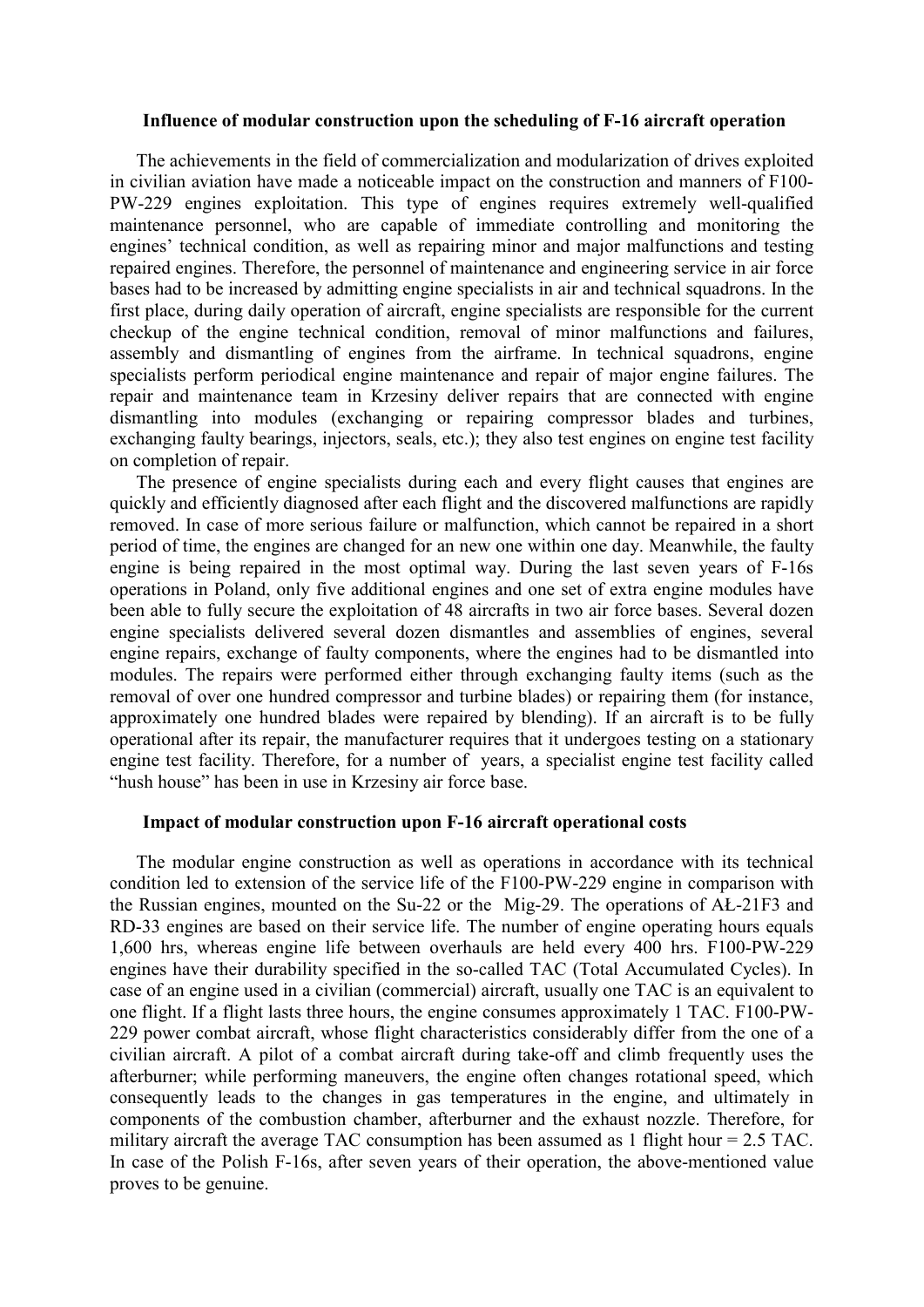### Influence of modular construction upon the scheduling of F-16 aircraft operation

The achievements in the field of commercialization and modularization of drives exploited in civilian aviation have made a noticeable impact on the construction and manners of F100-PW-229 engines exploitation. This type of engines requires extremely well-qualified maintenance personnel, who are capable of immediate controlling and monitoring the engines' technical condition, as well as repairing minor and major malfunctions and testing repaired engines. Therefore, the personnel of maintenance and engineering service in air force bases had to be increased by admitting engine specialists in air and technical squadrons. In the first place, during daily operation of aircraft, engine specialists are responsible for the current checkup of the engine technical condition, removal of minor malfunctions and failures, assembly and dismantling of engines from the airframe. In technical squadrons, engine specialists perform periodical engine maintenance and repair of major engine failures. The repair and maintenance team in Krzesiny deliver repairs that are connected with engine dismantling into modules (exchanging or repairing compressor blades and turbines, exchanging faulty bearings, injectors, seals, etc.); they also test engines on engine test facility on completion of repair.

The presence of engine specialists during each and every flight causes that engines are quickly and efficiently diagnosed after each flight and the discovered malfunctions are rapidly removed. In case of more serious failure or malfunction, which cannot be repaired in a short period of time, the engines are changed for an new one within one day. Meanwhile, the faulty engine is being repaired in the most optimal way. During the last seven years of F-16s operations in Poland, only five additional engines and one set of extra engine modules have been able to fully secure the exploitation of 48 aircrafts in two air force bases. Several dozen engine specialists delivered several dozen dismantles and assemblies of engines, several engine repairs, exchange of faulty components, where the engines had to be dismantled into modules. The repairs were performed either through exchanging faulty items (such as the removal of over one hundred compressor and turbine blades) or repairing them (for instance, approximately one hundred blades were repaired by blending). If an aircraft is to be fully operational after its repair, the manufacturer requires that it undergoes testing on a stationary engine test facility. Therefore, for a number of years, a specialist engine test facility called "hush house" has been in use in Krzesiny air force base.

### Impact of modular construction upon F-16 aircraft operational costs

The modular engine construction as well as operations in accordance with its technical condition led to extension of the service life of the F100-PW-229 engine in comparison with the Russian engines, mounted on the Su-22 or the Mig-29. The operations of AŁ-21F3 and RD-33 engines are based on their service life. The number of engine operating hours equals 1,600 hrs, whereas engine life between overhauls are held every 400 hrs. F100-PW-229 engines have their durability specified in the so-called TAC (Total Accumulated Cycles). In case of an engine used in a civilian (commercial) aircraft, usually one TAC is an equivalent to one flight. If a flight lasts three hours, the engine consumes approximately 1 TAC. F100-PW-229 power combat aircraft, whose flight characteristics considerably differ from the one of a civilian aircraft. A pilot of a combat aircraft during take-off and climb frequently uses the afterburner; while performing maneuvers, the engine often changes rotational speed, which consequently leads to the changes in gas temperatures in the engine, and ultimately in components of the combustion chamber, afterburner and the exhaust nozzle. Therefore, for military aircraft the average TAC consumption has been assumed as 1 flight hour = 2.5 TAC. In case of the Polish F-16s, after seven years of their operation, the above-mentioned value proves to be genuine.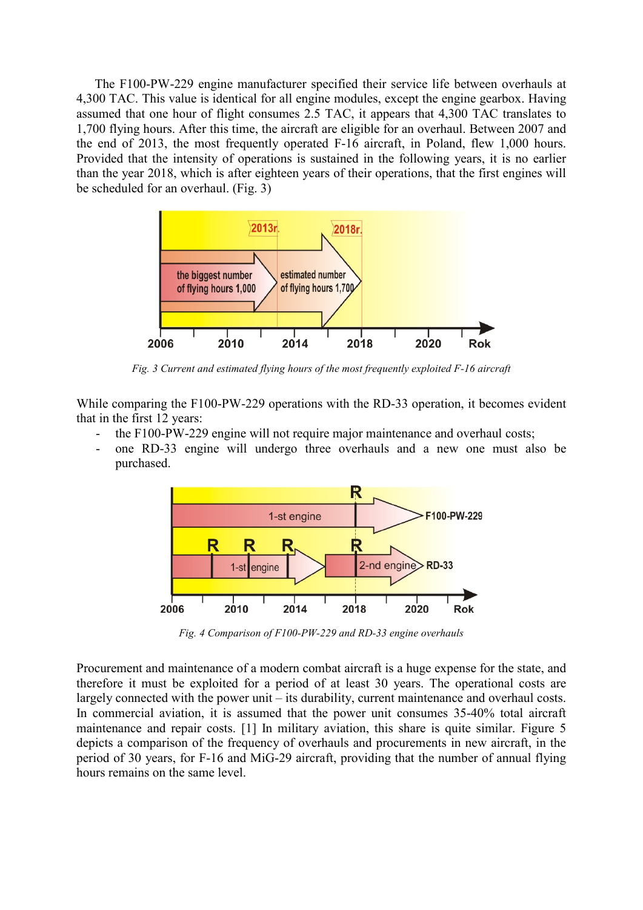The F100-PW-229 engine manufacturer specified their service life between overhauls at 4,300 TAC. This value is identical for all engine modules, except the engine gearbox. Having assumed that one hour of flight consumes 2.5 TAC, it appears that 4,300 TAC translates to 1,700 flying hours. After this time, the aircraft are eligible for an overhaul. Between 2007 and the end of 2013, the most frequently operated F-16 aircraft, in Poland, flew 1,000 hours. Provided that the intensity of operations is sustained in the following years, it is no earlier than the year 2018, which is after eighteen years of their operations, that the first engines will be scheduled for an overhaul. (Fig. 3)

*Fig. 3 Current and estimated flying hours of the most frequently exploited F-16 aircraft*

While comparing the F100-PW-229 operations with the RD-33 operation, it becomes evident that in the first 12 years:

- the F100-PW-229 engine will not require major maintenance and overhaul costs;
- one RD-33 engine will undergo three overhauls and a new one must also be purchased.

*Fig. 4 Comparison of F100-PW-229 and RD-33 engine overhauls*

Procurement and maintenance of a modern combat aircraft is a huge expense for the state, and therefore it must be exploited for a period of at least 30 years. The operational costs are largely connected with the power unit – its durability, current maintenance and overhaul costs. In commercial aviation, it is assumed that the power unit consumes 35-40% total aircraft maintenance and repair costs. [1] In military aviation, this share is quite similar. Figure 5 depicts a comparison of the frequency of overhauls and procurements in new aircraft, in the period of 30 years, for F-16 and MiG-29 aircraft, providing that the number of annual flying hours remains on the same level.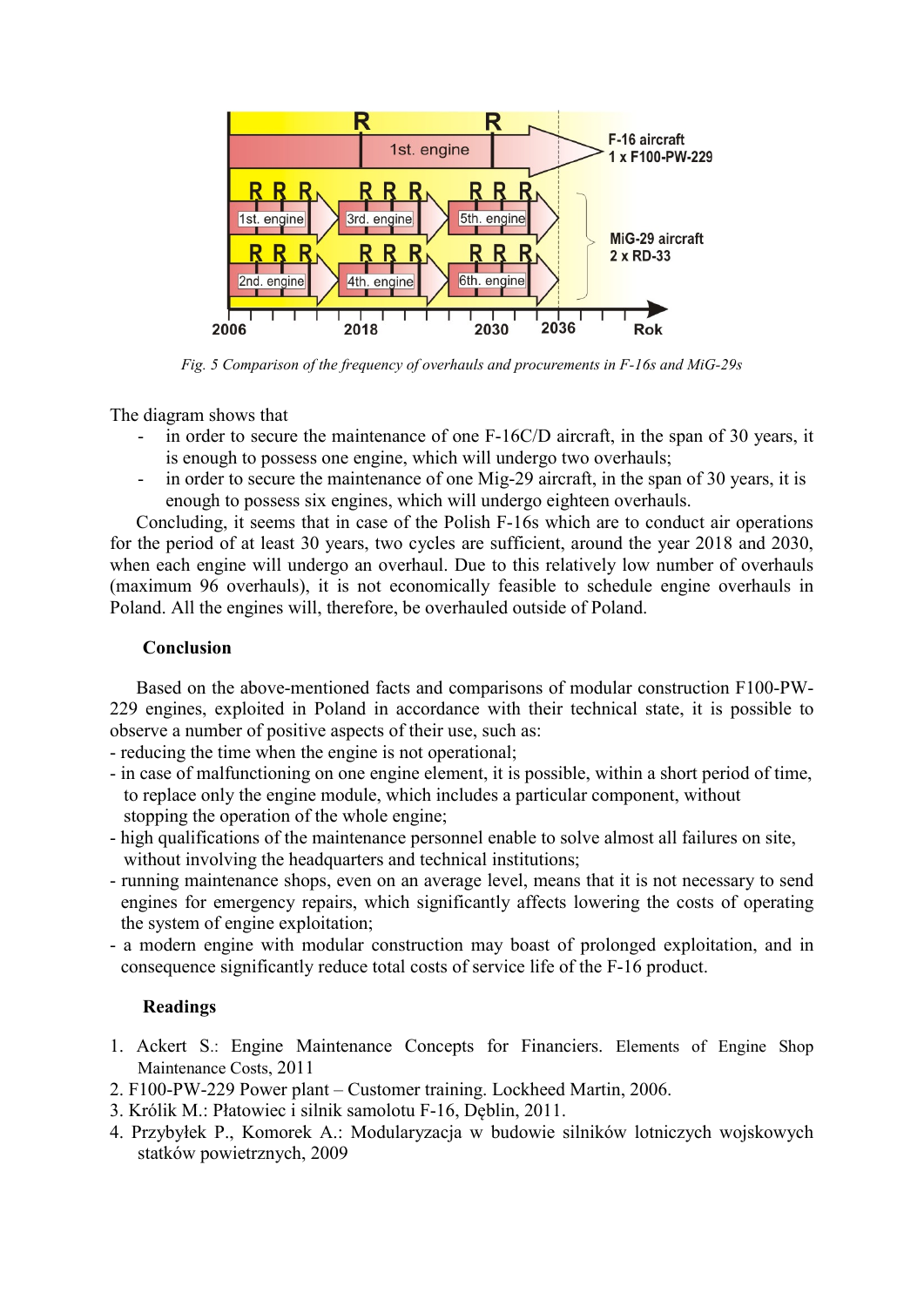R R
1st. engine
F-16 aircraft
1 x F100-PW-229
R R R R R R R R R
1st. engine 3rd. engine 5th. engine
MiG-29 aircraft
2 x RD-33
R R R R R R R R R
2nd. engine 4th. engine 6th. engine
2006 2018 2030 2036 Rok

*Fig. 5 Comparison of the frequency of overhauls and procurements in F-16s and MiG-29s*

The diagram shows that

- in order to secure the maintenance of one F-16C/D aircraft, in the span of 30 years, it is enough to possess one engine, which will undergo two overhauls;
- in order to secure the maintenance of one Mig-29 aircraft, in the span of 30 years, it is enough to possess six engines, which will undergo eighteen overhauls.

Concluding, it seems that in case of the Polish F-16s which are to conduct air operations for the period of at least 30 years, two cycles are sufficient, around the year 2018 and 2030, when each engine will undergo an overhaul. Due to this relatively low number of overhauls (maximum 96 overhauls), it is not economically feasible to schedule engine overhauls in Poland. All the engines will, therefore, be overhauled outside of Poland.

## Conclusion

Based on the above-mentioned facts and comparisons of modular construction F100-PW-229 engines, exploited in Poland in accordance with their technical state, it is possible to observe a number of positive aspects of their use, such as:

- reducing the time when the engine is not operational;
- in case of malfunctioning on one engine element, it is possible, within a short period of time, to replace only the engine module, which includes a particular component, without stopping the operation of the whole engine;
- high qualifications of the maintenance personnel enable to solve almost all failures on site, without involving the headquarters and technical institutions;
- running maintenance shops, even on an average level, means that it is not necessary to send engines for emergency repairs, which significantly affects lowering the costs of operating the system of engine exploitation;
- a modern engine with modular construction may boast of prolonged exploitation, and in consequence significantly reduce total costs of service life of the F-16 product.

## Readings

1. Ackert S.: Engine Maintenance Concepts for Financiers. Elements of Engine Shop Maintenance Costs, 2011
2. F100-PW-229 Power plant – Customer training. Lockheed Martin, 2006.
3. Królik M.: Płatowiec i silnik samolotu F-16, Dęblin, 2011.
4. Przybyłek P., Komorek A.: Modularyzacja w budowie silników lotniczych wojskowych statków powietrznych, 2009